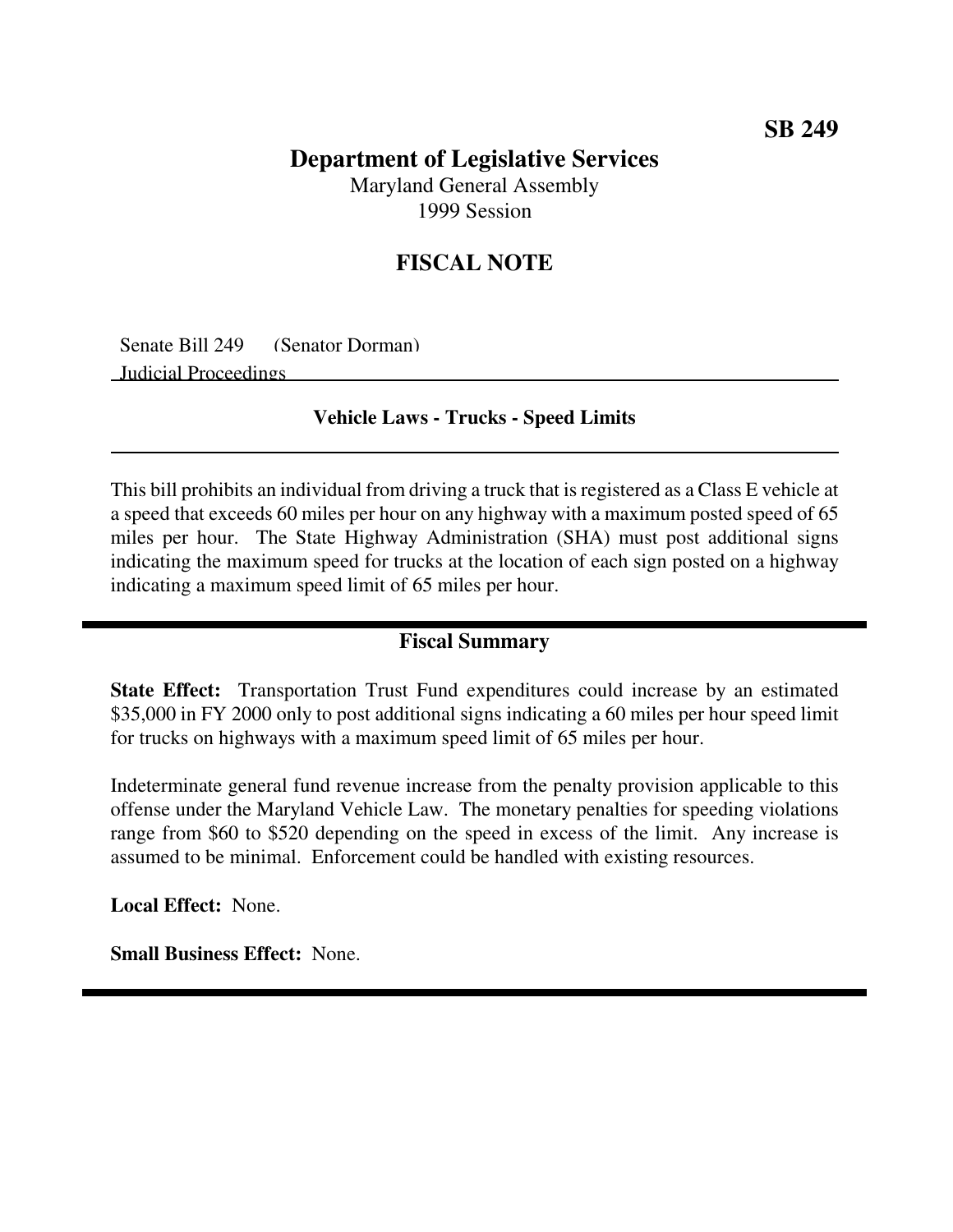**SB 249**

# Department of Legislative Services

Maryland General Assembly
1999 Session

## FISCAL NOTE

Senate Bill 249 (Senator Dorman)
Judicial Proceedings

### Vehicle Laws - Trucks - Speed Limits

This bill prohibits an individual from driving a truck that is registered as a Class E vehicle at a speed that exceeds 60 miles per hour on any highway with a maximum posted speed of 65 miles per hour. The State Highway Administration (SHA) must post additional signs indicating the maximum speed for trucks at the location of each sign posted on a highway indicating a maximum speed limit of 65 miles per hour.

### Fiscal Summary

**State Effect:** Transportation Trust Fund expenditures could increase by an estimated $35,000 in FY 2000 only to post additional signs indicating a 60 miles per hour speed limit for trucks on highways with a maximum speed limit of 65 miles per hour.

Indeterminate general fund revenue increase from the penalty provision applicable to this offense under the Maryland Vehicle Law. The monetary penalties for speeding violations range from $60 to $520 depending on the speed in excess of the limit. Any increase is assumed to be minimal. Enforcement could be handled with existing resources.

**Local Effect:** None.

**Small Business Effect:** None.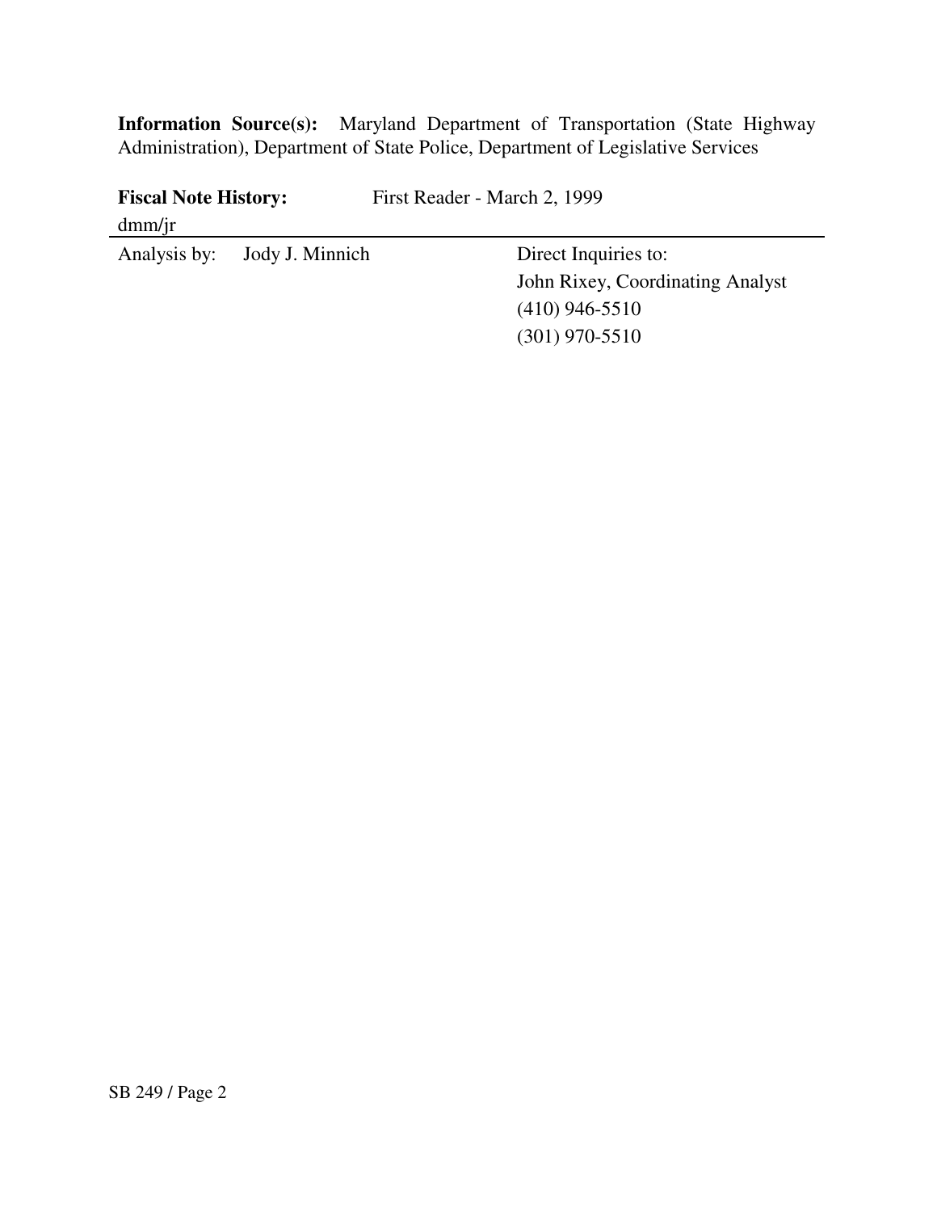**Information Source(s):** Maryland Department of Transportation (State Highway Administration), Department of State Police, Department of Legislative Services

**Fiscal Note History:** First Reader - March 2, 1999
dmm/jr

---

Analysis by: Jody J. Minnich

Direct Inquiries to:
John Rixey, Coordinating Analyst
(410) 946-5510
(301) 970-5510